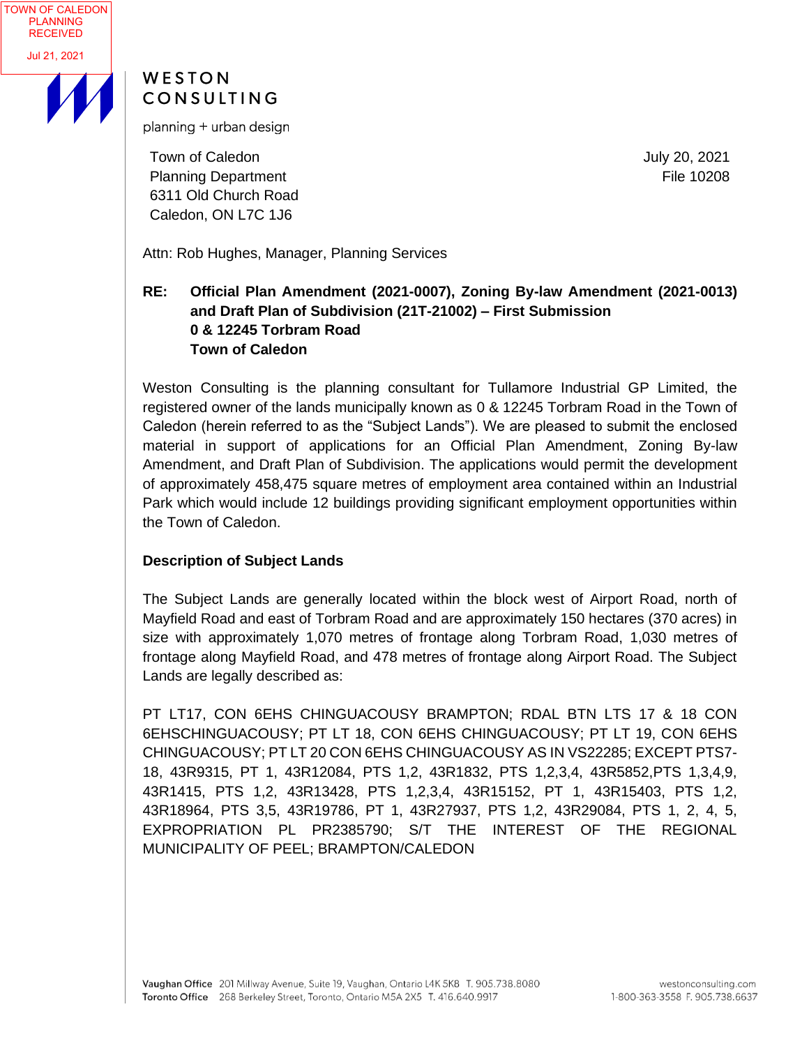TOWN OF CALEDON
PLANNING
RECEIVED

Jul 21, 2021

WESTON
CONSULTING

planning + urban design

Town of Caledon
Planning Department
6311 Old Church Road
Caledon, ON L7C 1J6

July 20, 2021
File 10208

Attn: Rob Hughes, Manager, Planning Services

**RE: Official Plan Amendment (2021-0007), Zoning By-law Amendment (2021-0013) and Draft Plan of Subdivision (21T-21002) – First Submission**
**0 & 12245 Torbram Road**
**Town of Caledon**

Weston Consulting is the planning consultant for Tullamore Industrial GP Limited, the registered owner of the lands municipally known as 0 & 12245 Torbram Road in the Town of Caledon (herein referred to as the "Subject Lands"). We are pleased to submit the enclosed material in support of applications for an Official Plan Amendment, Zoning By-law Amendment, and Draft Plan of Subdivision. The applications would permit the development of approximately 458,475 square metres of employment area contained within an Industrial Park which would include 12 buildings providing significant employment opportunities within the Town of Caledon.

**Description of Subject Lands**

The Subject Lands are generally located within the block west of Airport Road, north of Mayfield Road and east of Torbram Road and are approximately 150 hectares (370 acres) in size with approximately 1,070 metres of frontage along Torbram Road, 1,030 metres of frontage along Mayfield Road, and 478 metres of frontage along Airport Road. The Subject Lands are legally described as:

PT LT17, CON 6EHS CHINGUACOUSY BRAMPTON; RDAL BTN LTS 17 & 18 CON 6EHSCHINGUACOUSY; PT LT 18, CON 6EHS CHINGUACOUSY; PT LT 19, CON 6EHS CHINGUACOUSY; PT LT 20 CON 6EHS CHINGUACOUSY AS IN VS22285; EXCEPT PTS7-18, 43R9315, PT 1, 43R12084, PTS 1,2, 43R1832, PTS 1,2,3,4, 43R5852,PTS 1,3,4,9, 43R1415, PTS 1,2, 43R13428, PTS 1,2,3,4, 43R15152, PT 1, 43R15403, PTS 1,2, 43R18964, PTS 3,5, 43R19786, PT 1, 43R27937, PTS 1,2, 43R29084, PTS 1, 2, 4, 5, EXPROPRIATION PL PR2385790; S/T THE INTEREST OF THE REGIONAL MUNICIPALITY OF PEEL; BRAMPTON/CALEDON

**Vaughan Office** 201 Millway Avenue, Suite 19, Vaughan, Ontario L4K 5K8 T. 905.738.8080
**Toronto Office** 268 Berkeley Street, Toronto, Ontario M5A 2X5 T. 416.640.9917
westonconsulting.com
1-800-363-3558 F. 905.738.6637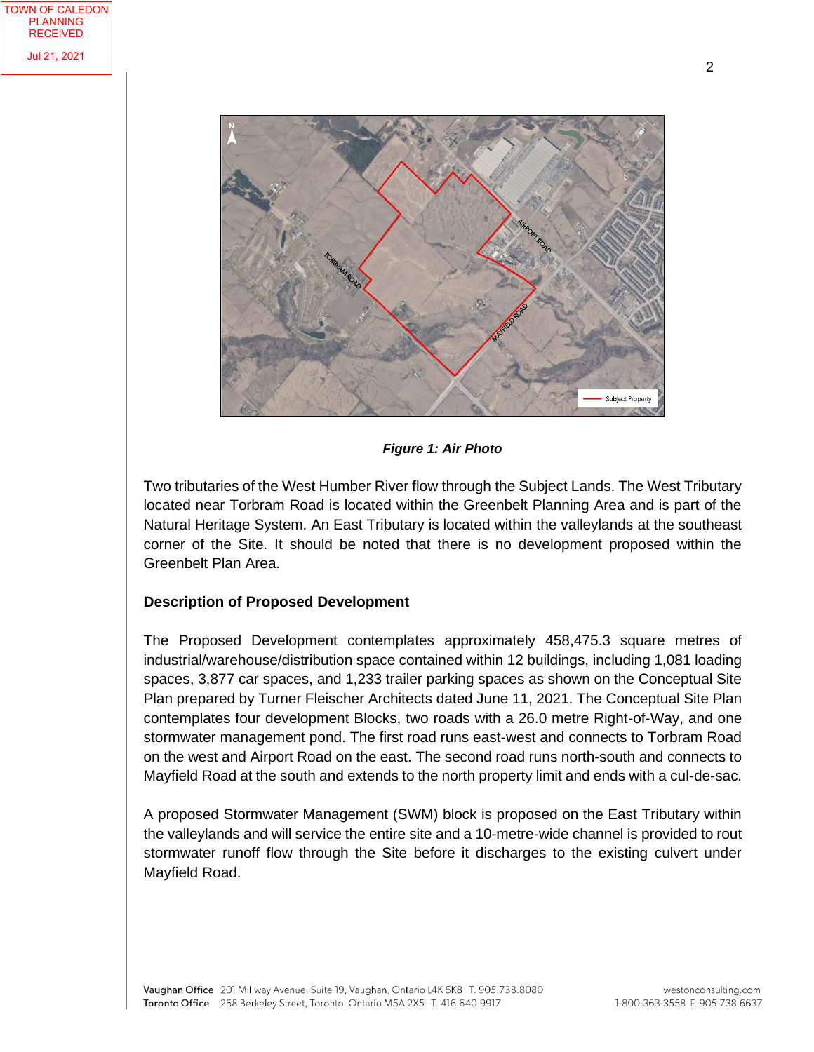*Figure 1: Air Photo*

Two tributaries of the West Humber River flow through the Subject Lands. The West Tributary located near Torbram Road is located within the Greenbelt Planning Area and is part of the Natural Heritage System. An East Tributary is located within the valleylands at the southeast corner of the Site. It should be noted that there is no development proposed within the Greenbelt Plan Area.

**Description of Proposed Development**

The Proposed Development contemplates approximately 458,475.3 square metres of industrial/warehouse/distribution space contained within 12 buildings, including 1,081 loading spaces, 3,877 car spaces, and 1,233 trailer parking spaces as shown on the Conceptual Site Plan prepared by Turner Fleischer Architects dated June 11, 2021. The Conceptual Site Plan contemplates four development Blocks, two roads with a 26.0 metre Right-of-Way, and one stormwater management pond. The first road runs east-west and connects to Torbram Road on the west and Airport Road on the east. The second road runs north-south and connects to Mayfield Road at the south and extends to the north property limit and ends with a cul-de-sac.

A proposed Stormwater Management (SWM) block is proposed on the East Tributary within the valleylands and will service the entire site and a 10-metre-wide channel is provided to rout stormwater runoff flow through the Site before it discharges to the existing culvert under Mayfield Road.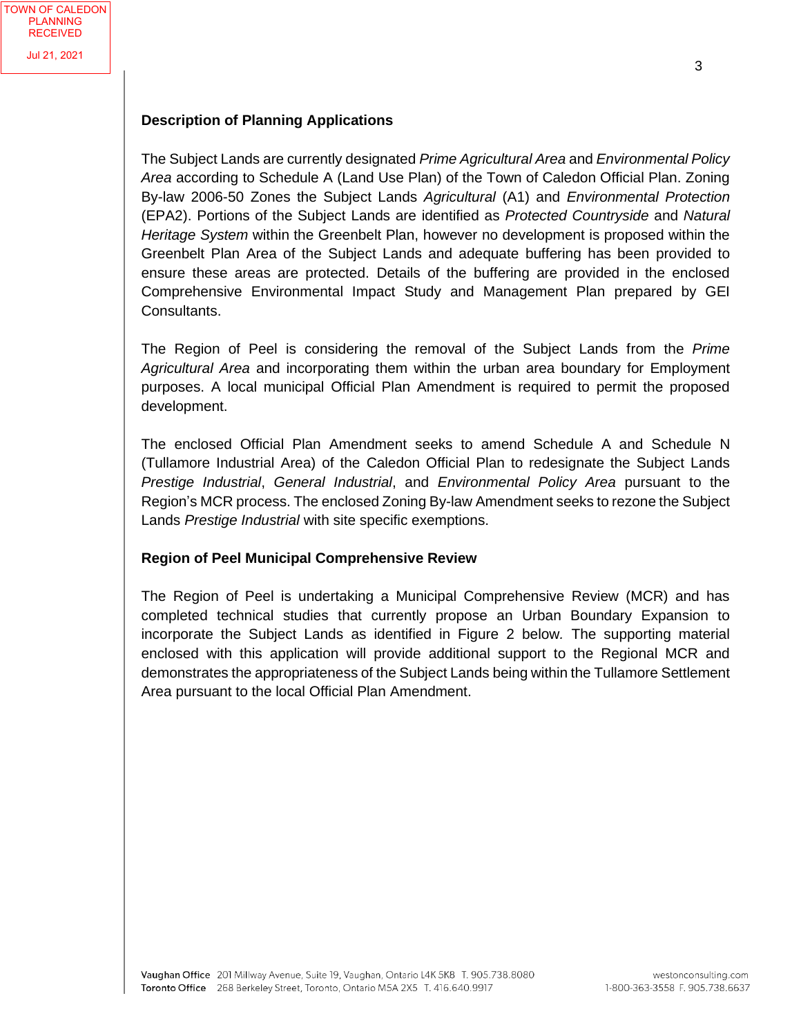## Description of Planning Applications

The Subject Lands are currently designated *Prime Agricultural Area* and *Environmental Policy Area* according to Schedule A (Land Use Plan) of the Town of Caledon Official Plan. Zoning By-law 2006-50 Zones the Subject Lands *Agricultural* (A1) and *Environmental Protection* (EPA2). Portions of the Subject Lands are identified as *Protected Countryside* and *Natural Heritage System* within the Greenbelt Plan, however no development is proposed within the Greenbelt Plan Area of the Subject Lands and adequate buffering has been provided to ensure these areas are protected. Details of the buffering are provided in the enclosed Comprehensive Environmental Impact Study and Management Plan prepared by GEI Consultants.

The Region of Peel is considering the removal of the Subject Lands from the *Prime Agricultural Area* and incorporating them within the urban area boundary for Employment purposes. A local municipal Official Plan Amendment is required to permit the proposed development.

The enclosed Official Plan Amendment seeks to amend Schedule A and Schedule N (Tullamore Industrial Area) of the Caledon Official Plan to redesignate the Subject Lands *Prestige Industrial*, *General Industrial*, and *Environmental Policy Area* pursuant to the Region's MCR process. The enclosed Zoning By-law Amendment seeks to rezone the Subject Lands *Prestige Industrial* with site specific exemptions.

## Region of Peel Municipal Comprehensive Review

The Region of Peel is undertaking a Municipal Comprehensive Review (MCR) and has completed technical studies that currently propose an Urban Boundary Expansion to incorporate the Subject Lands as identified in Figure 2 below. The supporting material enclosed with this application will provide additional support to the Regional MCR and demonstrates the appropriateness of the Subject Lands being within the Tullamore Settlement Area pursuant to the local Official Plan Amendment.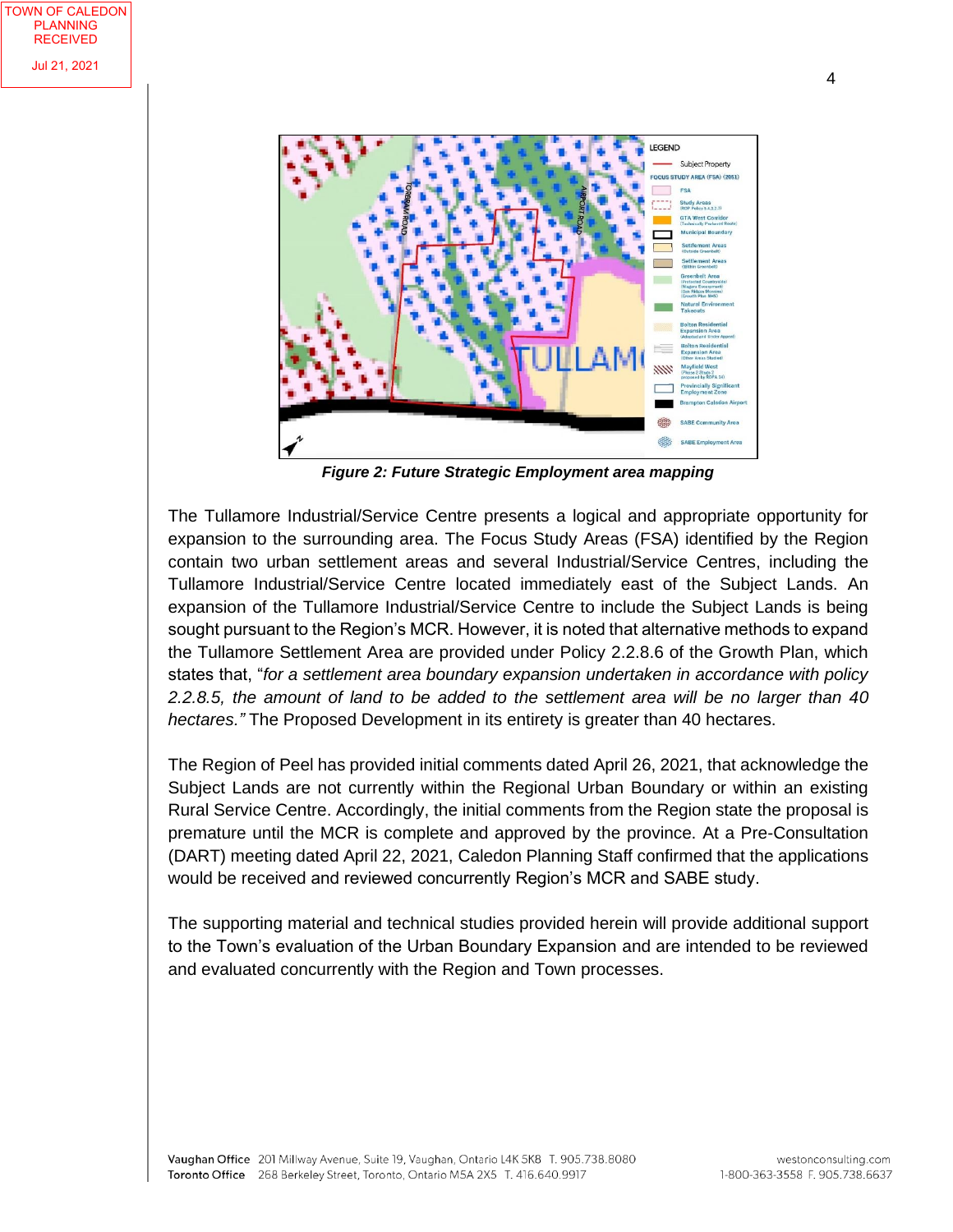TOWN OF CALEDON PLANNING RECEIVED Jul 21, 2021

*Figure 2: Future Strategic Employment area mapping*

The Tullamore Industrial/Service Centre presents a logical and appropriate opportunity for expansion to the surrounding area. The Focus Study Areas (FSA) identified by the Region contain two urban settlement areas and several Industrial/Service Centres, including the Tullamore Industrial/Service Centre located immediately east of the Subject Lands. An expansion of the Tullamore Industrial/Service Centre to include the Subject Lands is being sought pursuant to the Region's MCR. However, it is noted that alternative methods to expand the Tullamore Settlement Area are provided under Policy 2.2.8.6 of the Growth Plan, which states that, "*for a settlement area boundary expansion undertaken in accordance with policy 2.2.8.5, the amount of land to be added to the settlement area will be no larger than 40 hectares.*" The Proposed Development in its entirety is greater than 40 hectares.

The Region of Peel has provided initial comments dated April 26, 2021, that acknowledge the Subject Lands are not currently within the Regional Urban Boundary or within an existing Rural Service Centre. Accordingly, the initial comments from the Region state the proposal is premature until the MCR is complete and approved by the province. At a Pre-Consultation (DART) meeting dated April 22, 2021, Caledon Planning Staff confirmed that the applications would be received and reviewed concurrently Region's MCR and SABE study.

The supporting material and technical studies provided herein will provide additional support to the Town's evaluation of the Urban Boundary Expansion and are intended to be reviewed and evaluated concurrently with the Region and Town processes.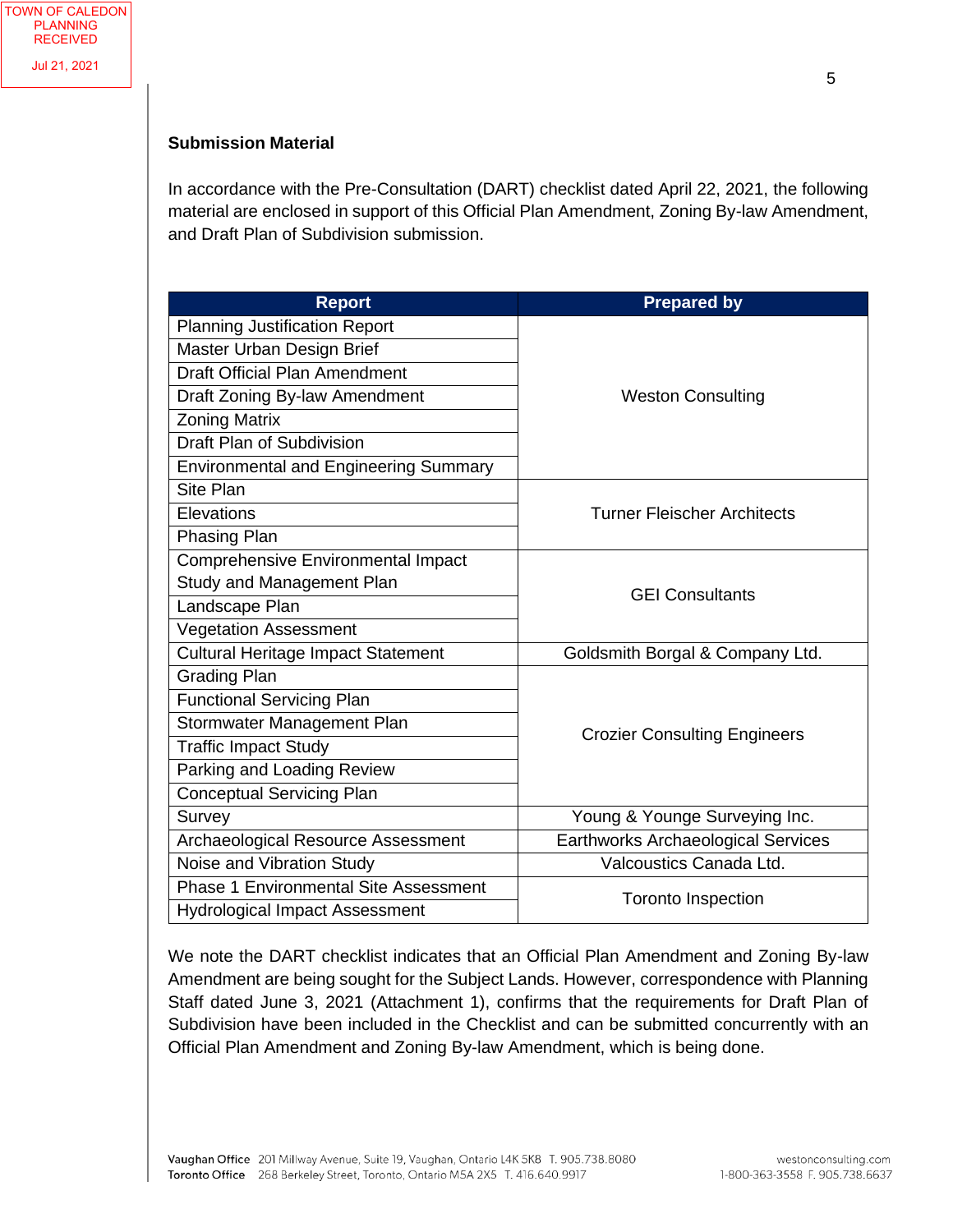**Submission Material**

In accordance with the Pre-Consultation (DART) checklist dated April 22, 2021, the following material are enclosed in support of this Official Plan Amendment, Zoning By-law Amendment, and Draft Plan of Subdivision submission.

| Report | Prepared by |
|---|---|
| Planning Justification Report | Weston Consulting |
| Master Urban Design Brief | Weston Consulting |
| Draft Official Plan Amendment | Weston Consulting |
| Draft Zoning By-law Amendment | Weston Consulting |
| Zoning Matrix | Weston Consulting |
| Draft Plan of Subdivision | Weston Consulting |
| Environmental and Engineering Summary | Weston Consulting |
| Site Plan | Turner Fleischer Architects |
| Elevations | Turner Fleischer Architects |
| Phasing Plan | Turner Fleischer Architects |
| Comprehensive Environmental Impact Study and Management Plan | GEI Consultants |
| Landscape Plan | GEI Consultants |
| Vegetation Assessment | GEI Consultants |
| Cultural Heritage Impact Statement | Goldsmith Borgal & Company Ltd. |
| Grading Plan | Crozier Consulting Engineers |
| Functional Servicing Plan | Crozier Consulting Engineers |
| Stormwater Management Plan | Crozier Consulting Engineers |
| Traffic Impact Study | Crozier Consulting Engineers |
| Parking and Loading Review | Crozier Consulting Engineers |
| Conceptual Servicing Plan | Crozier Consulting Engineers |
| Survey | Young & Younge Surveying Inc. |
| Archaeological Resource Assessment | Earthworks Archaeological Services |
| Noise and Vibration Study | Valcoustics Canada Ltd. |
| Phase 1 Environmental Site Assessment | Toronto Inspection |
| Hydrological Impact Assessment | Toronto Inspection |

We note the DART checklist indicates that an Official Plan Amendment and Zoning By-law Amendment are being sought for the Subject Lands. However, correspondence with Planning Staff dated June 3, 2021 (Attachment 1), confirms that the requirements for Draft Plan of Subdivision have been included in the Checklist and can be submitted concurrently with an Official Plan Amendment and Zoning By-law Amendment, which is being done.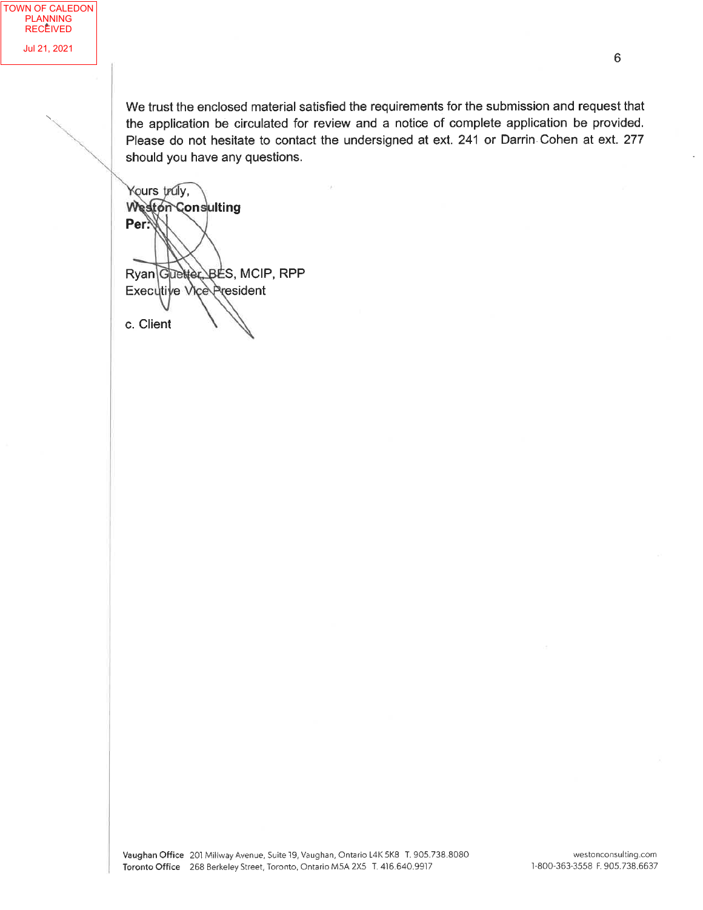TOWN OF CALEDON
PLANNING
RECEIVED

Jul 21, 2021

We trust the enclosed material satisfied the requirements for the submission and request that the application be circulated for review and a notice of complete application be provided. Please do not hesitate to contact the undersigned at ext. 241 or Darrin Cohen at ext. 277 should you have any questions.

Yours truly,
**Weston Consulting**
**Per:**

Ryan Guetter, BES, MCIP, RPP
Executive Vice President

c. Client

**Vaughan Office** 201 Millway Avenue, Suite 19, Vaughan, Ontario L4K 5K8 T. 905.738.8080
**Toronto Office** 268 Berkeley Street, Toronto, Ontario M5A 2X5 T. 416.640.9917

westonconsulting.com
1-800-363-3558 F. 905.738.6637